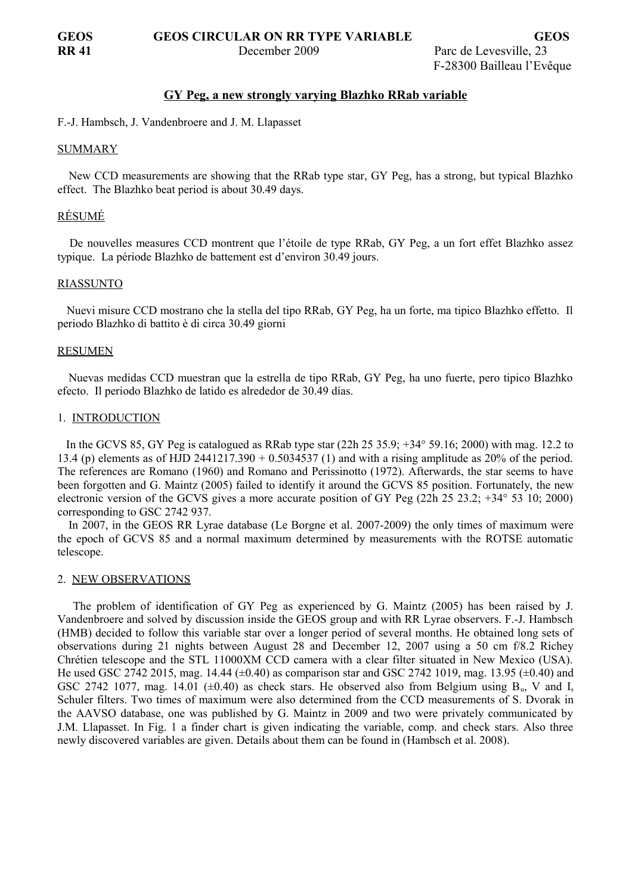GEOS GEOS CIRCULAR ON RR TYPE VARIABLE GEOS
RR 41 December 2009 Parc de Levesville, 23
F-28300 Bailleau l'Evêque

## GY Peg, a new strongly varying Blazhko RRab variable

F.-J. Hambsch, J. Vandenbroere and J. M. Llapasset

### SUMMARY

New CCD measurements are showing that the RRab type star, GY Peg, has a strong, but typical Blazhko effect. The Blazhko beat period is about 30.49 days.

### RÉSUMÉ

De nouvelles measures CCD montrent que l'étoile de type RRab, GY Peg, a un fort effet Blazhko assez typique. La période Blazhko de battement est d'environ 30.49 jours.

### RIASSUNTO

Nuevi misure CCD mostrano che la stella del tipo RRab, GY Peg, ha un forte, ma tipico Blazhko effetto. Il periodo Blazhko di battito è di circa 30.49 giorni

### RESUMEN

Nuevas medidas CCD muestran que la estrella de tipo RRab, GY Peg, ha uno fuerte, pero tipico Blazhko efecto. Il periodo Blazhko de latido es alrededor de 30.49 días.

### 1. INTRODUCTION

In the GCVS 85, GY Peg is catalogued as RRab type star (22h 25 35.9; +34° 59.16; 2000) with mag. 12.2 to 13.4 (p) elements as of HJD 2441217.390 + 0.5034537 (1) and with a rising amplitude as 20% of the period. The references are Romano (1960) and Romano and Perissinotto (1972). Afterwards, the star seems to have been forgotten and G. Maintz (2005) failed to identify it around the GCVS 85 position. Fortunately, the new electronic version of the GCVS gives a more accurate position of GY Peg (22h 25 23.2; +34° 53 10; 2000) corresponding to GSC 2742 937.

In 2007, in the GEOS RR Lyrae database (Le Borgne et al. 2007-2009) the only times of maximum were the epoch of GCVS 85 and a normal maximum determined by measurements with the ROTSE automatic telescope.

### 2. NEW OBSERVATIONS

The problem of identification of GY Peg as experienced by G. Maintz (2005) has been raised by J. Vandenbroere and solved by discussion inside the GEOS group and with RR Lyrae observers. F.-J. Hambsch (HMB) decided to follow this variable star over a longer period of several months. He obtained long sets of observations during 21 nights between August 28 and December 12, 2007 using a 50 cm f/8.2 Richey Chrétien telescope and the STL 11000XM CCD camera with a clear filter situated in New Mexico (USA). He used GSC 2742 2015, mag. 14.44 (±0.40) as comparison star and GSC 2742 1019, mag. 13.95 (±0.40) and GSC 2742 1077, mag. 14.01 (±0.40) as check stars. He observed also from Belgium using $B_u$, V and $I_s$ Schuler filters. Two times of maximum were also determined from the CCD measurements of S. Dvorak in the AAVSO database, one was published by G. Maintz in 2009 and two were privately communicated by J.M. Llapasset. In Fig. 1 a finder chart is given indicating the variable, comp. and check stars. Also three newly discovered variables are given. Details about them can be found in (Hambsch et al. 2008).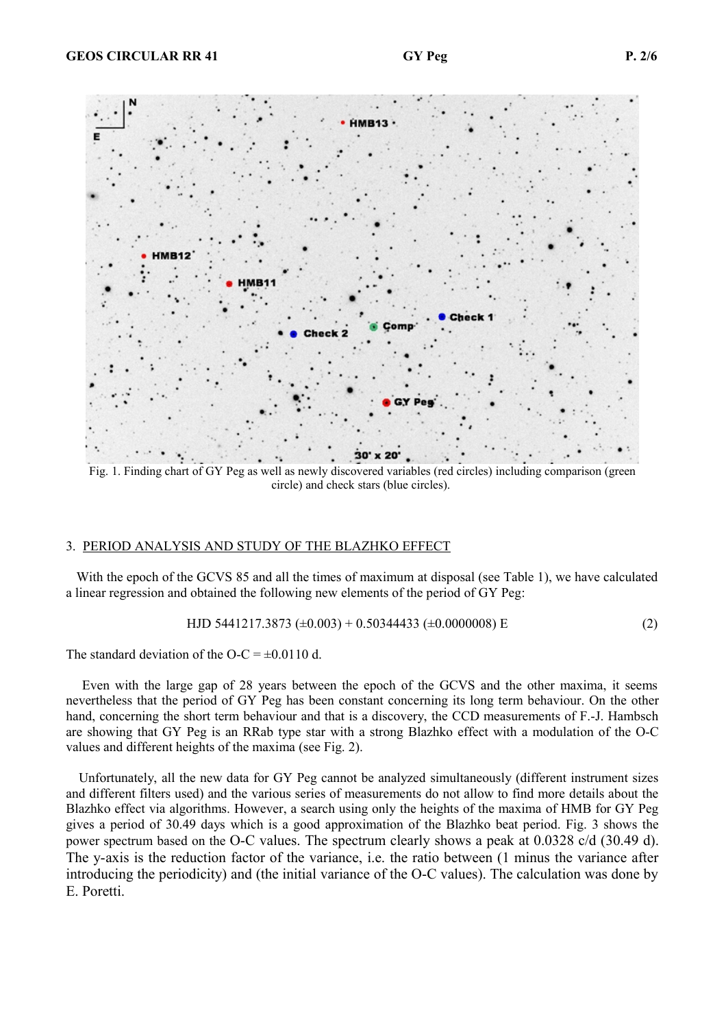Fig. 1. Finding chart of GY Peg as well as newly discovered variables (red circles) including comparison (green circle) and check stars (blue circles).

## 3. PERIOD ANALYSIS AND STUDY OF THE BLAZHKO EFFECT

With the epoch of the GCVS 85 and all the times of maximum at disposal (see Table 1), we have calculated a linear regression and obtained the following new elements of the period of GY Peg:

$$\text{HJD } 5441217.3873\ (\pm 0.003) + 0.50344433\ (\pm 0.0000008)\ E \tag{2}$$

The standard deviation of the O-C = ±0.0110 d.

Even with the large gap of 28 years between the epoch of the GCVS and the other maxima, it seems nevertheless that the period of GY Peg has been constant concerning its long term behaviour. On the other hand, concerning the short term behaviour and that is a discovery, the CCD measurements of F.-J. Hambsch are showing that GY Peg is an RRab type star with a strong Blazhko effect with a modulation of the O-C values and different heights of the maxima (see Fig. 2).

Unfortunately, all the new data for GY Peg cannot be analyzed simultaneously (different instrument sizes and different filters used) and the various series of measurements do not allow to find more details about the Blazhko effect via algorithms. However, a search using only the heights of the maxima of HMB for GY Peg gives a period of 30.49 days which is a good approximation of the Blazhko beat period. Fig. 3 shows the power spectrum based on the O-C values. The spectrum clearly shows a peak at 0.0328 c/d (30.49 d). The y-axis is the reduction factor of the variance, i.e. the ratio between (1 minus the variance after introducing the periodicity) and (the initial variance of the O-C values). The calculation was done by E. Poretti.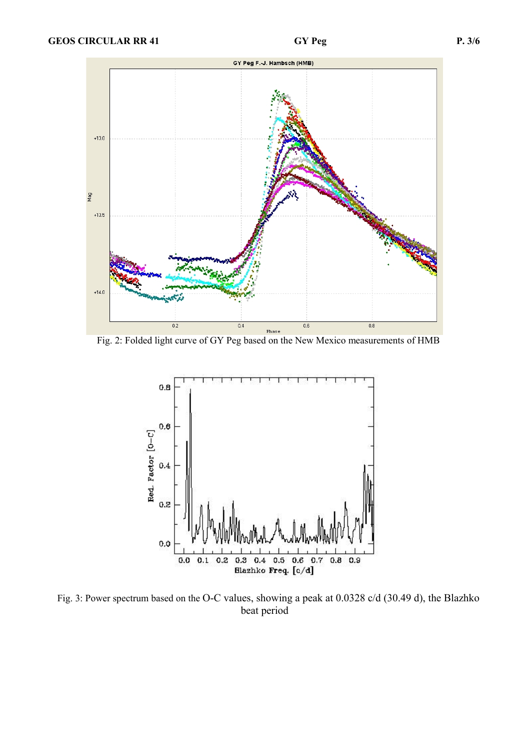Fig. 2: Folded light curve of GY Peg based on the New Mexico measurements of HMB

Fig. 3: Power spectrum based on the O-C values, showing a peak at 0.0328 c/d (30.49 d), the Blazhko beat period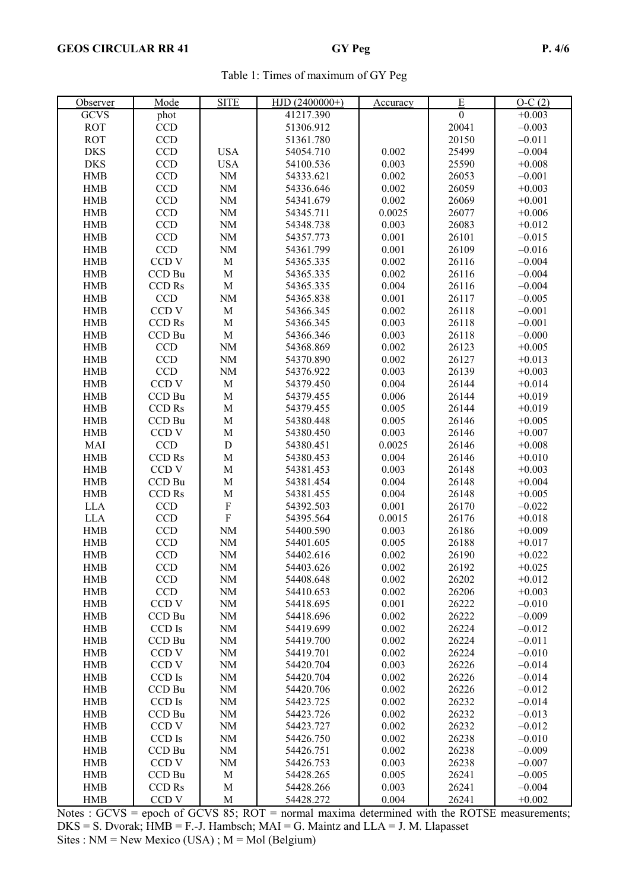Table 1: Times of maximum of GY Peg

| Observer | Mode | SITE | HJD (2400000+) | Accuracy | E | O-C (2) |
|---|---|---|---|---|---|---|
| GCVS | phot | | 41217.390 | | 0 | +0.003 |
| ROT | CCD | | 51306.912 | | 20041 | –0.003 |
| ROT | CCD | | 51361.780 | | 20150 | –0.011 |
| DKS | CCD | USA | 54054.710 | 0.002 | 25499 | –0.004 |
| DKS | CCD | USA | 54100.536 | 0.003 | 25590 | +0.008 |
| HMB | CCD | NM | 54333.621 | 0.002 | 26053 | –0.001 |
| HMB | CCD | NM | 54336.646 | 0.002 | 26059 | +0.003 |
| HMB | CCD | NM | 54341.679 | 0.002 | 26069 | +0.001 |
| HMB | CCD | NM | 54345.711 | 0.0025 | 26077 | +0.006 |
| HMB | CCD | NM | 54348.738 | 0.003 | 26083 | +0.012 |
| HMB | CCD | NM | 54357.773 | 0.001 | 26101 | –0.015 |
| HMB | CCD | NM | 54361.799 | 0.001 | 26109 | –0.016 |
| HMB | CCD V | M | 54365.335 | 0.002 | 26116 | –0.004 |
| HMB | CCD Bu | M | 54365.335 | 0.002 | 26116 | –0.004 |
| HMB | CCD Rs | M | 54365.335 | 0.004 | 26116 | –0.004 |
| HMB | CCD | NM | 54365.838 | 0.001 | 26117 | –0.005 |
| HMB | CCD V | M | 54366.345 | 0.002 | 26118 | –0.001 |
| HMB | CCD Rs | M | 54366.345 | 0.003 | 26118 | –0.001 |
| HMB | CCD Bu | M | 54366.346 | 0.003 | 26118 | –0.000 |
| HMB | CCD | NM | 54368.869 | 0.002 | 26123 | +0.005 |
| HMB | CCD | NM | 54370.890 | 0.002 | 26127 | +0.013 |
| HMB | CCD | NM | 54376.922 | 0.003 | 26139 | +0.003 |
| HMB | CCD V | M | 54379.450 | 0.004 | 26144 | +0.014 |
| HMB | CCD Bu | M | 54379.455 | 0.006 | 26144 | +0.019 |
| HMB | CCD Rs | M | 54379.455 | 0.005 | 26144 | +0.019 |
| HMB | CCD Bu | M | 54380.448 | 0.005 | 26146 | +0.005 |
| HMB | CCD V | M | 54380.450 | 0.003 | 26146 | +0.007 |
| MAI | CCD | D | 54380.451 | 0.0025 | 26146 | +0.008 |
| HMB | CCD Rs | M | 54380.453 | 0.004 | 26146 | +0.010 |
| HMB | CCD V | M | 54381.453 | 0.003 | 26148 | +0.003 |
| HMB | CCD Bu | M | 54381.454 | 0.004 | 26148 | +0.004 |
| HMB | CCD Rs | M | 54381.455 | 0.004 | 26148 | +0.005 |
| LLA | CCD | F | 54392.503 | 0.001 | 26170 | –0.022 |
| LLA | CCD | F | 54395.564 | 0.0015 | 26176 | +0.018 |
| HMB | CCD | NM | 54400.590 | 0.003 | 26186 | +0.009 |
| HMB | CCD | NM | 54401.605 | 0.005 | 26188 | +0.017 |
| HMB | CCD | NM | 54402.616 | 0.002 | 26190 | +0.022 |
| HMB | CCD | NM | 54403.626 | 0.002 | 26192 | +0.025 |
| HMB | CCD | NM | 54408.648 | 0.002 | 26202 | +0.012 |
| HMB | CCD | NM | 54410.653 | 0.002 | 26206 | +0.003 |
| HMB | CCD V | NM | 54418.695 | 0.001 | 26222 | –0.010 |
| HMB | CCD Bu | NM | 54418.696 | 0.002 | 26222 | –0.009 |
| HMB | CCD Is | NM | 54419.699 | 0.002 | 26224 | –0.012 |
| HMB | CCD Bu | NM | 54419.700 | 0.002 | 26224 | –0.011 |
| HMB | CCD V | NM | 54419.701 | 0.002 | 26224 | –0.010 |
| HMB | CCD V | NM | 54420.704 | 0.003 | 26226 | –0.014 |
| HMB | CCD Is | NM | 54420.704 | 0.002 | 26226 | –0.014 |
| HMB | CCD Bu | NM | 54420.706 | 0.002 | 26226 | –0.012 |
| HMB | CCD Is | NM | 54423.725 | 0.002 | 26232 | –0.014 |
| HMB | CCD Bu | NM | 54423.726 | 0.002 | 26232 | –0.013 |
| HMB | CCD V | NM | 54423.727 | 0.002 | 26232 | –0.012 |
| HMB | CCD Is | NM | 54426.750 | 0.002 | 26238 | –0.010 |
| HMB | CCD Bu | NM | 54426.751 | 0.002 | 26238 | –0.009 |
| HMB | CCD V | NM | 54426.753 | 0.003 | 26238 | –0.007 |
| HMB | CCD Bu | M | 54428.265 | 0.005 | 26241 | –0.005 |
| HMB | CCD Rs | M | 54428.266 | 0.003 | 26241 | –0.004 |
| HMB | CCD V | M | 54428.272 | 0.004 | 26241 | +0.002 |

Notes : GCVS = epoch of GCVS 85; ROT = normal maxima determined with the ROTSE measurements; DKS = S. Dvorak; HMB = F.-J. Hambsch; MAI = G. Maintz and LLA = J. M. Llapasset
Sites : NM = New Mexico (USA) ; M = Mol (Belgium)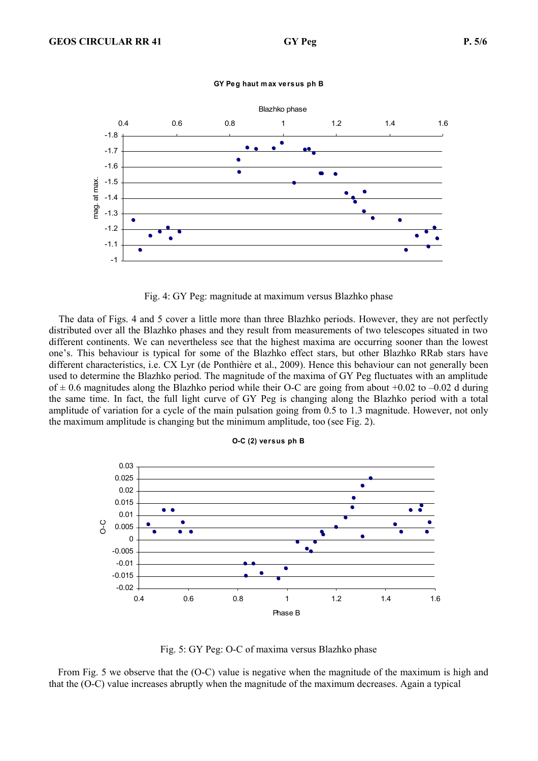Fig. 4: GY Peg: magnitude at maximum versus Blazhko phase

The data of Figs. 4 and 5 cover a little more than three Blazhko periods. However, they are not perfectly distributed over all the Blazhko phases and they result from measurements of two telescopes situated in two different continents. We can nevertheless see that the highest maxima are occurring sooner than the lowest one's. This behaviour is typical for some of the Blazhko effect stars, but other Blazhko RRab stars have different characteristics, i.e. CX Lyr (de Ponthière et al., 2009). Hence this behaviour can not generally been used to determine the Blazhko period. The magnitude of the maxima of GY Peg fluctuates with an amplitude of ± 0.6 magnitudes along the Blazhko period while their O-C are going from about +0.02 to –0.02 d during the same time. In fact, the full light curve of GY Peg is changing along the Blazhko period with a total amplitude of variation for a cycle of the main pulsation going from 0.5 to 1.3 magnitude. However, not only the maximum amplitude is changing but the minimum amplitude, too (see Fig. 2).

Fig. 5: GY Peg: O-C of maxima versus Blazhko phase

From Fig. 5 we observe that the (O-C) value is negative when the magnitude of the maximum is high and that the (O-C) value increases abruptly when the magnitude of the maximum decreases. Again a typical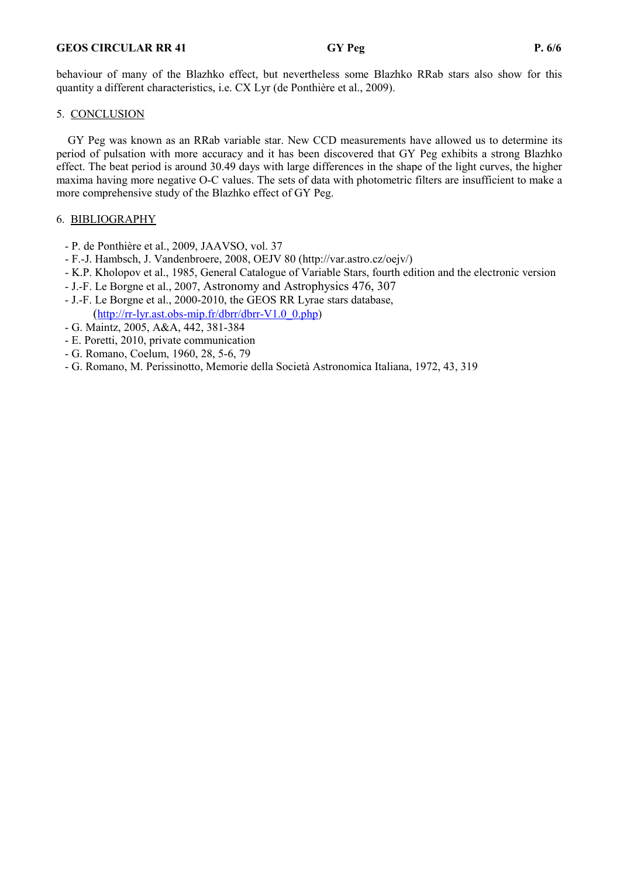behaviour of many of the Blazhko effect, but nevertheless some Blazhko RRab stars also show for this quantity a different characteristics, i.e. CX Lyr (de Ponthière et al., 2009).

## 5. CONCLUSION

GY Peg was known as an RRab variable star. New CCD measurements have allowed us to determine its period of pulsation with more accuracy and it has been discovered that GY Peg exhibits a strong Blazhko effect. The beat period is around 30.49 days with large differences in the shape of the light curves, the higher maxima having more negative O-C values. The sets of data with photometric filters are insufficient to make a more comprehensive study of the Blazhko effect of GY Peg.

## 6. BIBLIOGRAPHY

- P. de Ponthière et al., 2009, JAAVSO, vol. 37
- F.-J. Hambsch, J. Vandenbroere, 2008, OEJV 80 (http://var.astro.cz/oejv/)
- K.P. Kholopov et al., 1985, General Catalogue of Variable Stars, fourth edition and the electronic version
- J.-F. Le Borgne et al., 2007, Astronomy and Astrophysics 476, 307
- J.-F. Le Borgne et al., 2000-2010, the GEOS RR Lyrae stars database, (http://rr-lyr.ast.obs-mip.fr/dbrr/dbrr-V1.0_0.php)
- G. Maintz, 2005, A&A, 442, 381-384
- E. Poretti, 2010, private communication
- G. Romano, Coelum, 1960, 28, 5-6, 79
- G. Romano, M. Perissinotto, Memorie della Società Astronomica Italiana, 1972, 43, 319